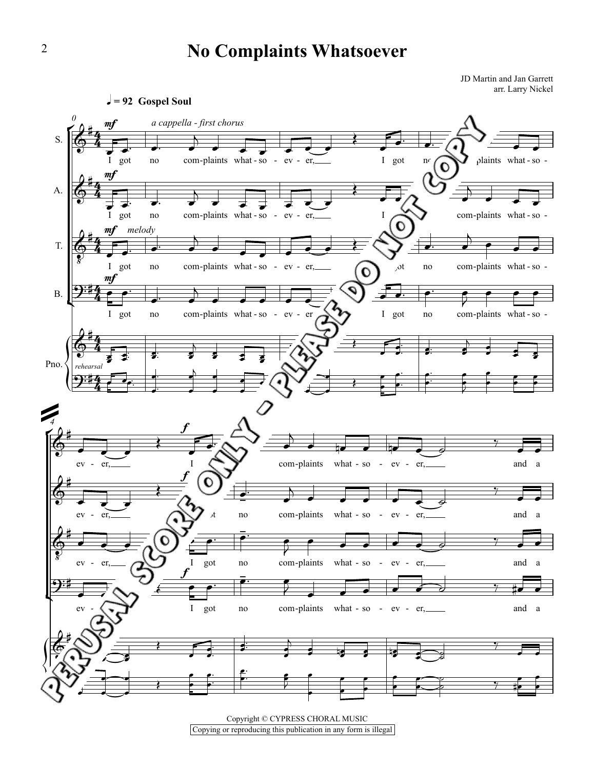# No Complaints Whatsoever

JD Martin and Jan Garrett
arr. Larry Nickel

♩ = 92 Gospel Soul

Copyright © CYPRESS CHORAL MUSIC
Copying or reproducing this publication in any form is illegal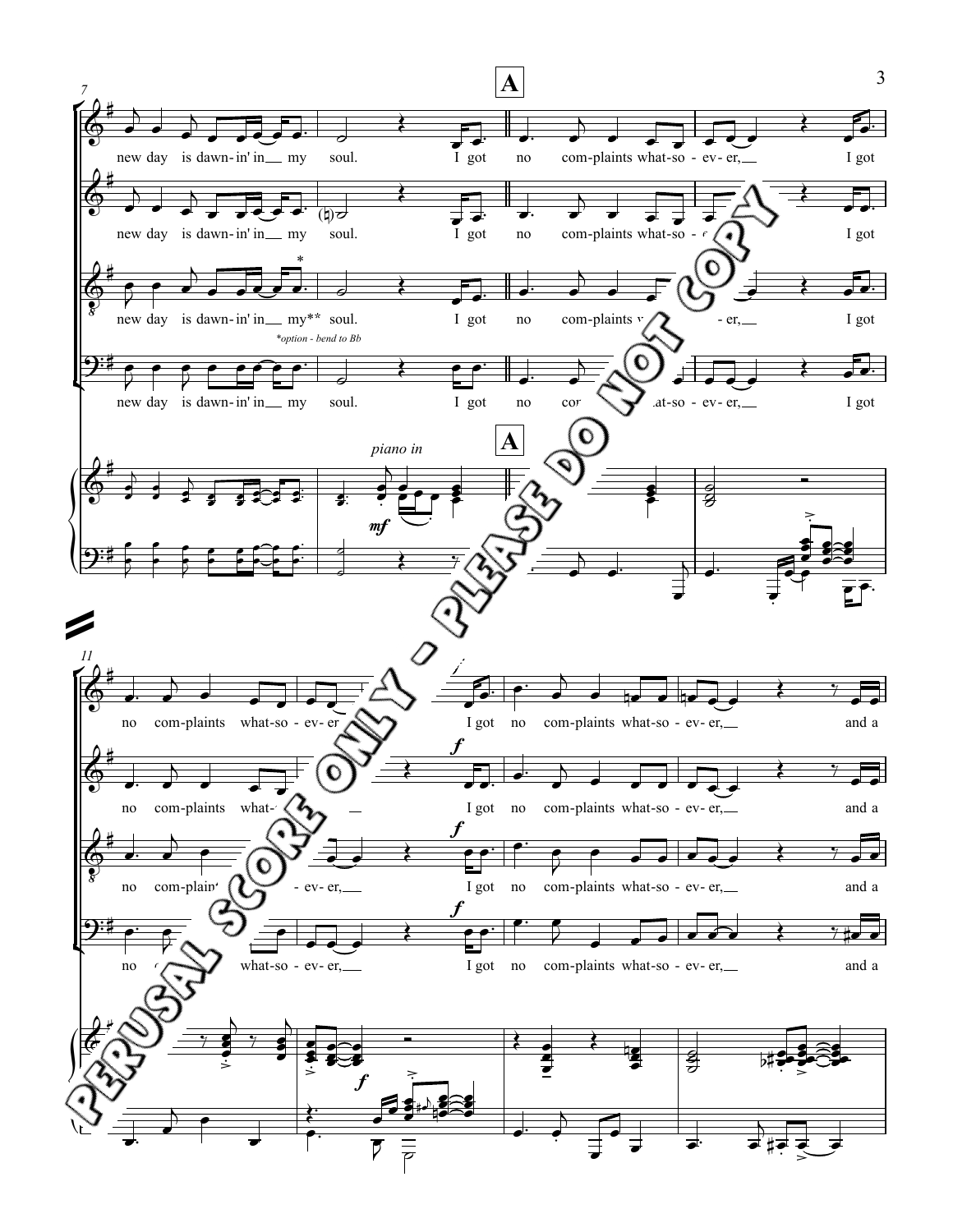**A**

new day is dawn-in' in my soul. I got no com-plaints what-so-ev-er, I got

no com-plaints what-so-ev-er, I got no com-plaints what-so-ev-er, and a

*option - bend to Bb

*piano in*

PERUSAL SCORE ONLY - PLEASE DO NOT COPY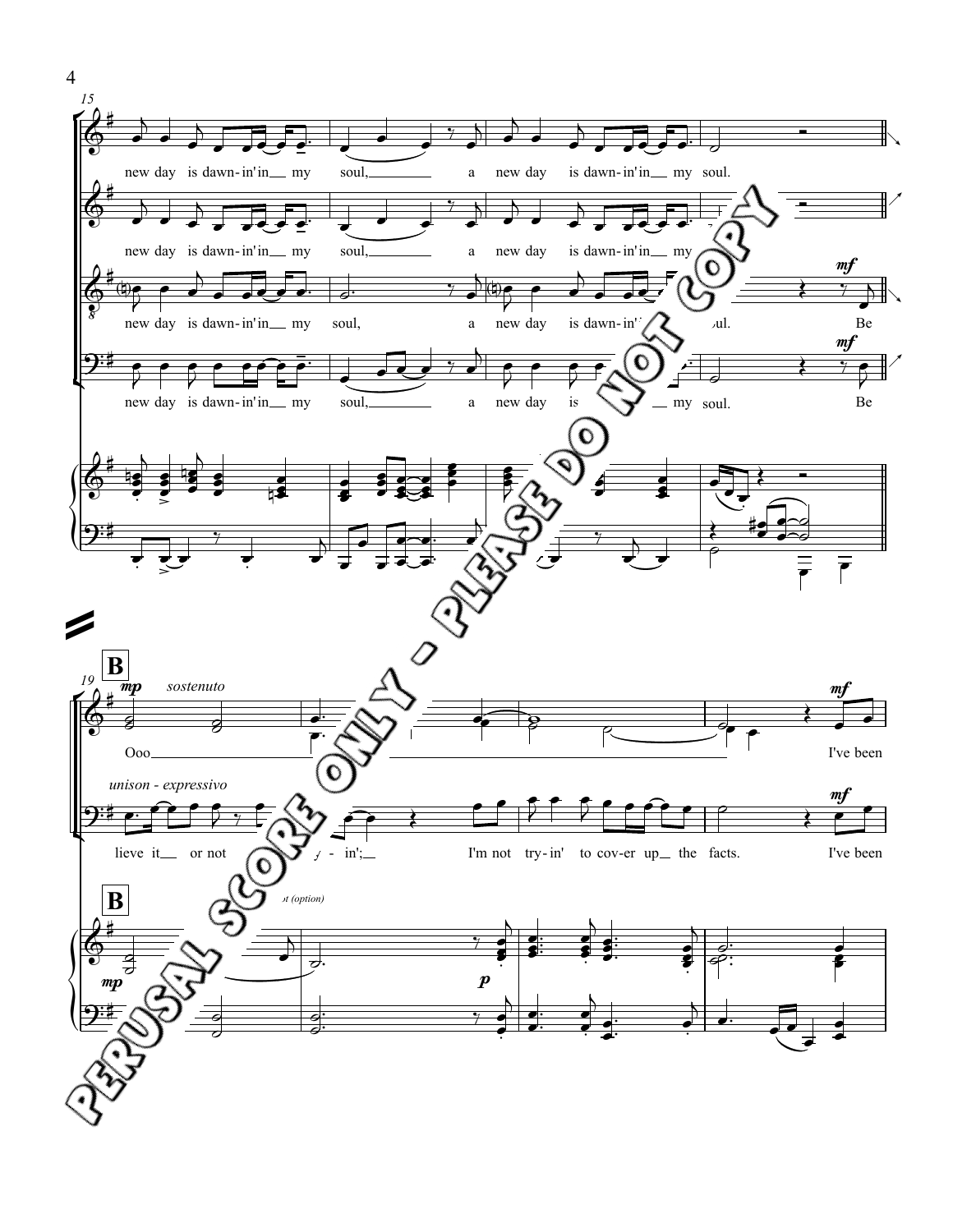15

new day is dawn-in' in my soul, a new day is dawn-in' in my soul.

new day is dawn-in' in my soul, a new day is dawn-in' in my

new day is dawn-in' in my soul, a new day is dawn-in' ... oul. *mf* Be

new day is dawn-in' in my soul, a new day is ... my soul. *mf* Be

**B**

19 *mp* *sostenuto*

Ooo ... *mf* I've been

*unison - expressivo*

lieve it or not ... in'; I'm not try-in' to cov-er up the facts. *mf* I've been

**B**

... (option)

*mp* *p*

PERUSAL SCORE ONLY - PLEASE DO NOT COPY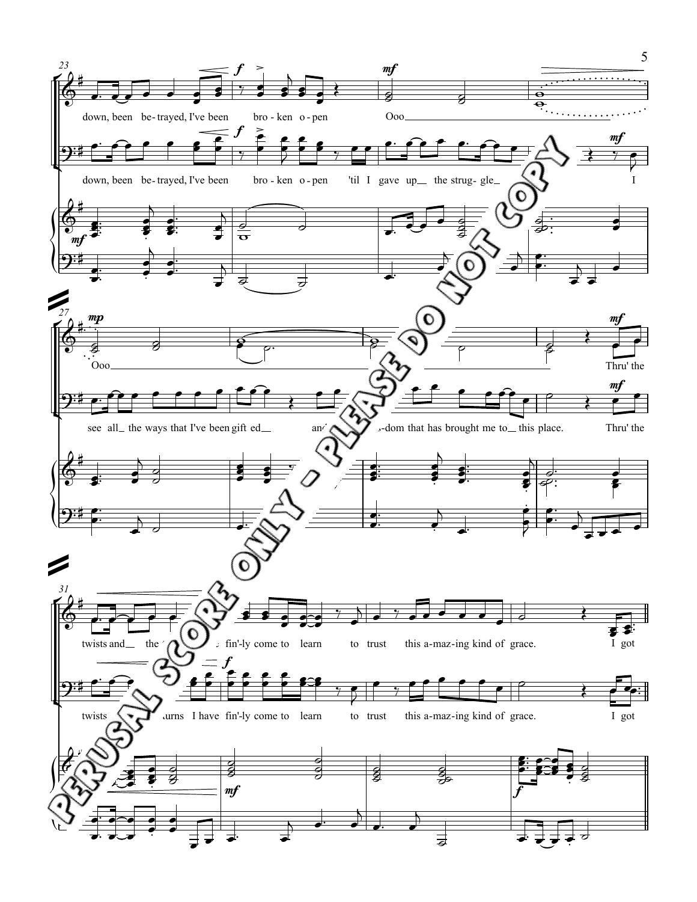down, been be-trayed, I've been bro-ken o-pen Ooo

down, been be-trayed, I've been bro-ken o-pen 'til I gave up the strug-gle I

Ooo Thru' the

see all the ways that I've been gift ed and wis-dom that has brought me to this place. Thru' the

twists and the turns I have fin'-ly come to learn to trust this a-maz-ing kind of grace. I got

twists and turns I have fin'-ly come to learn to trust this a-maz-ing kind of grace. I got

PERUSAL SCORE ONLY - PLEASE DO NOT COPY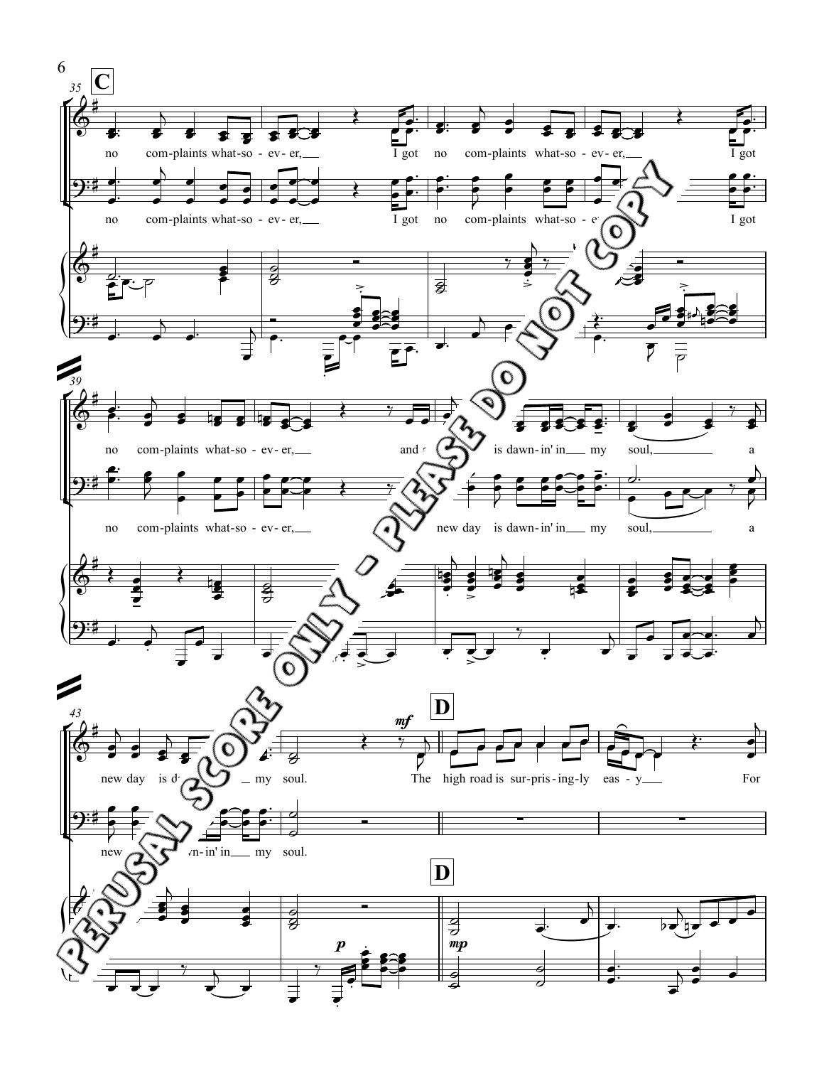**C**

35

no com-plaints what-so-ev-er, I got no com-plaints what-so-ev-er, I got

no com-plaints what-so-ev-er, I got no com-plaints what-so-ev-er, I got

39

no com-plaints what-so-ev-er, and a new day is dawn-in' in my soul, a

no com-plaints what-so-ev-er, new day is dawn-in' in my soul, a

43

new day is dawn-in' in my soul. The high road is sur-pris-ing-ly eas-y For

new day is dawn-in' in my soul.

**D**

*mf*

*p*

*mp*

PERUSAL SCORE ONLY - PLEASE DO NOT COPY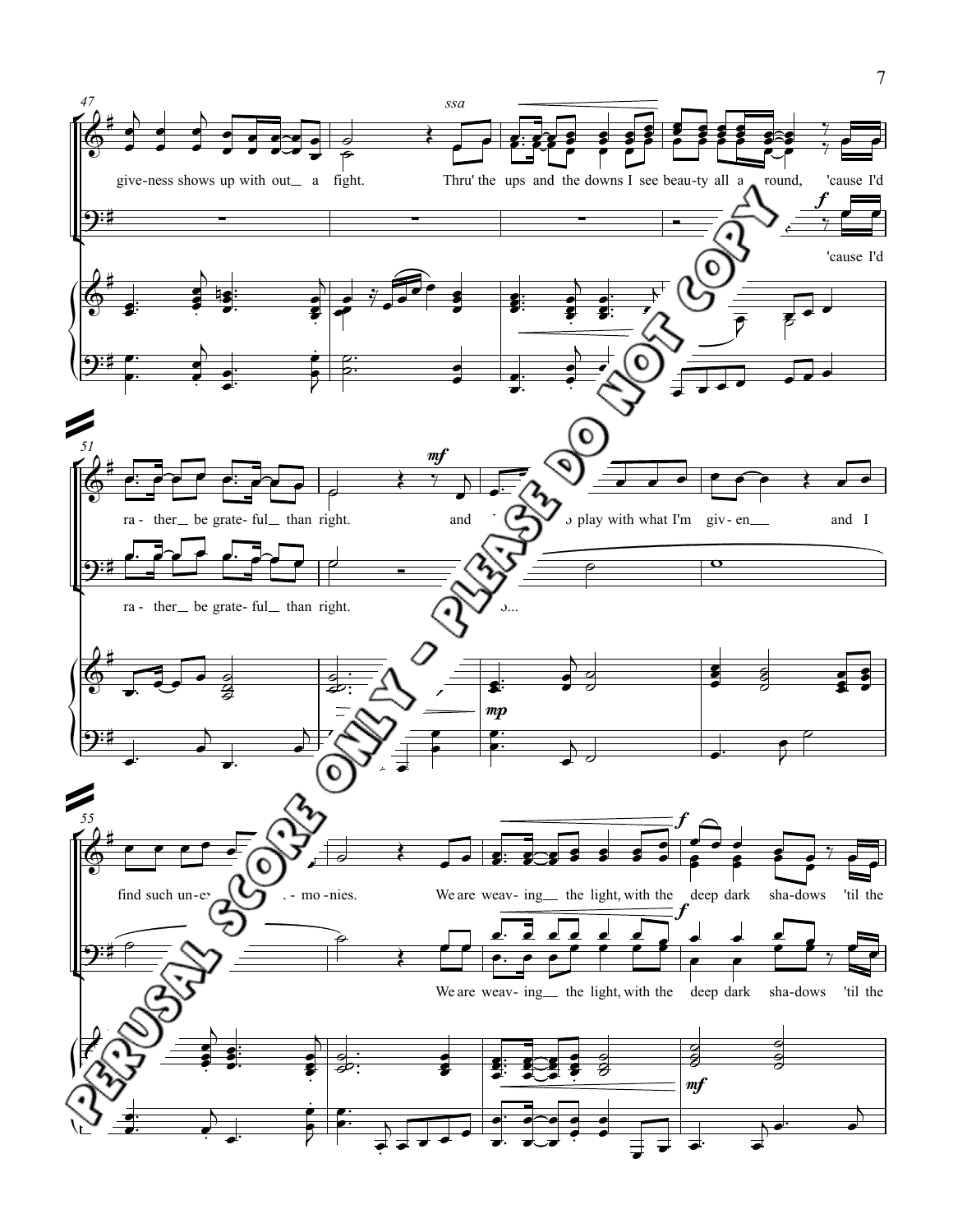47

*ssa*

give-ness shows up with out a fight. Thru' the ups and the downs I see beau-ty all a round, 'cause I'd

'cause I'd

51

ra- ther be grate- ful than right. and o play with what I'm giv- en and I

ra- ther be grate- ful than right. o...

55

find such un-ex - mo -nies. We are weav- ing the light, with the deep dark sha- dows 'til the

We are weav- ing the light, with the deep dark sha- dows 'til the

PERUSAL SCORE ONLY - PLEASE DO NOT COPY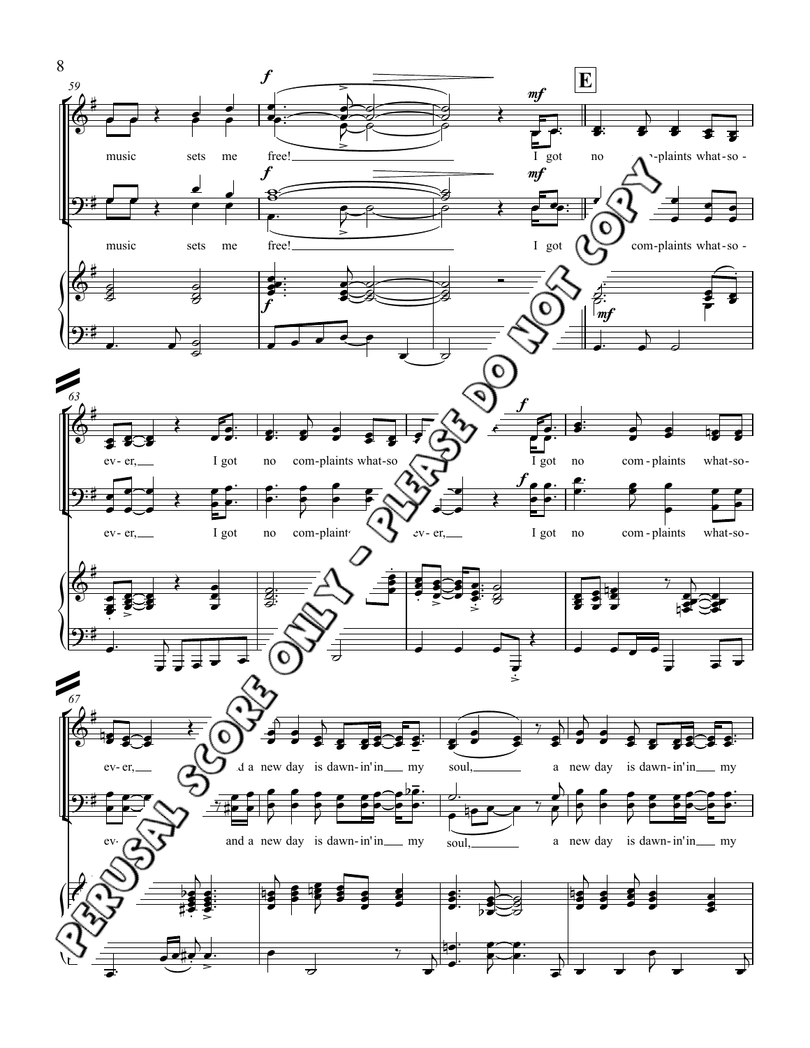**E**

music sets me free! I got no com-plaints what-so -

music sets me free! I got com-plaints what-so -

ev - er, I got no com-plaints what-so ev - er, I got no com - plaints what-so -

ev - er, I got no com-plaints what-so ev - er, I got no com - plaints what-so -

ev - er, and a new day is dawn - in' in my soul, a new day is dawn - in' in my

ev - er, and a new day is dawn - in' in my soul, a new day is dawn - in' in my

PERUSAL SCORE ONLY - PLEASE DO NOT COPY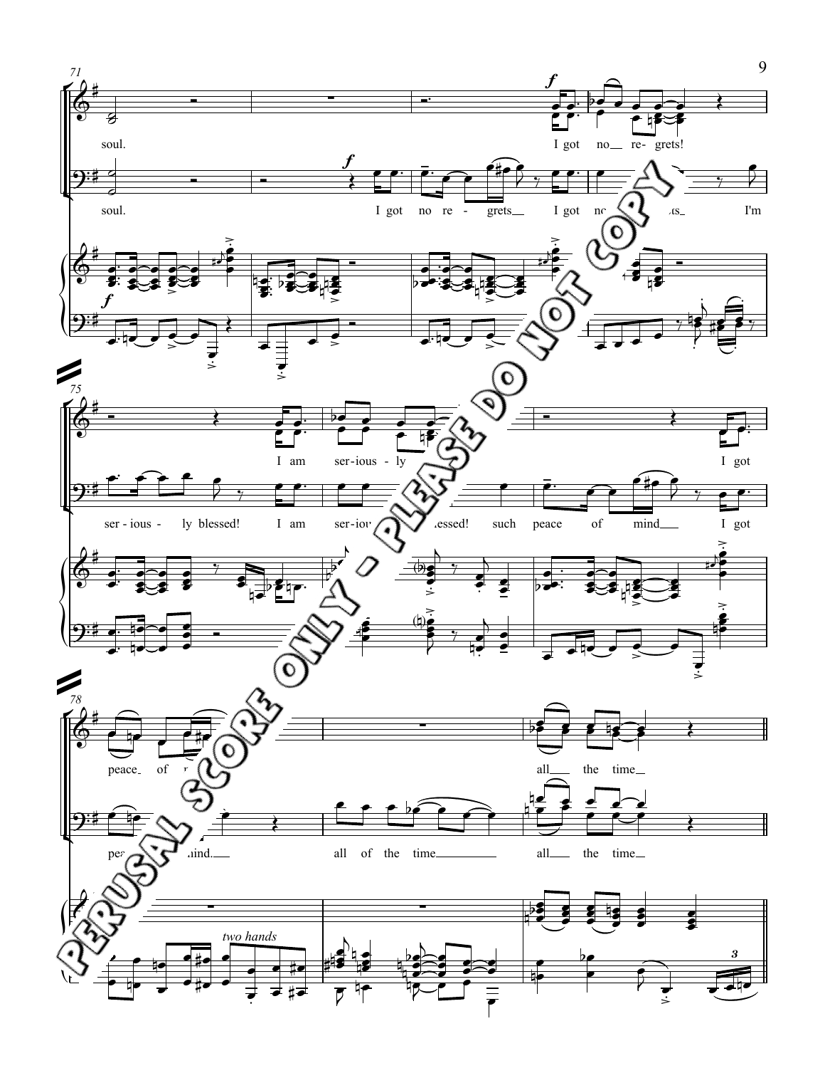71

soul. I got no— re- grets!

soul. I got no re- grets— I got no re- grets— I'm

75

I am ser- ious- ly I got

ser- ious- ly blessed! I am ser- ious- ly blessed! such peace of mind— I got

78

peace— of mind all— the time—

peace of mind— all of the time— all— the time—

*two hands*

PERUSAL SCORE ONLY - PLEASE DO NOT COPY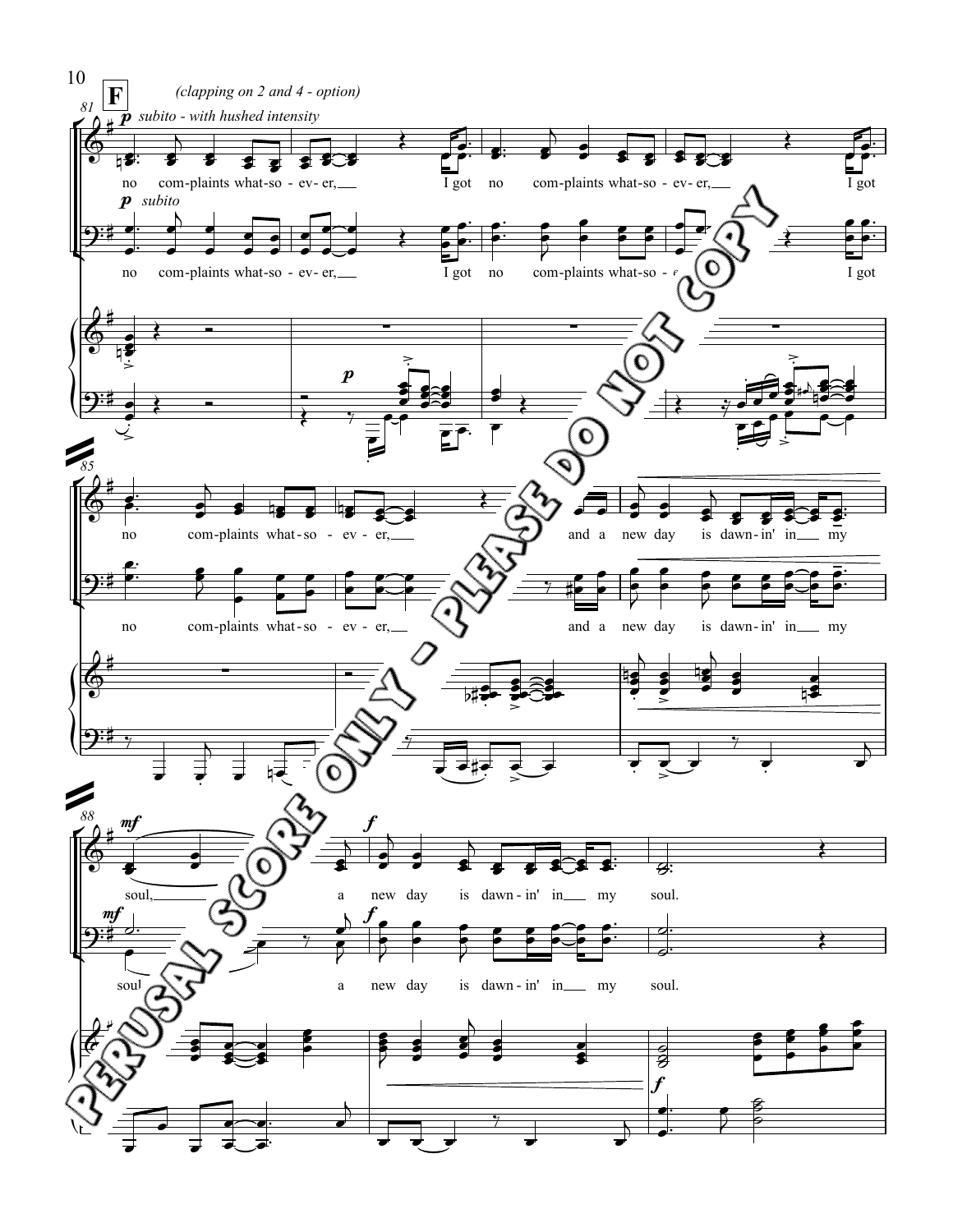**F**

*(clapping on 2 and 4 - option)*

***p*** *subito - with hushed intensity*

no com-plaints what-so - ev- er, I got no com-plaints what-so - ev- er, I got

***p*** *subito*

no com-plaints what-so - ev- er, I got no com-plaints what-so - ev- er, I got

no com-plaints what-so - ev - er, and a new day is dawn-in' in my

no com-plaints what-so - ev - er, and a new day is dawn-in' in my

***mf*** soul, a ***f*** new day is dawn - in' in my soul.

***mf*** soul a ***f*** new day is dawn - in' in my soul.

PERUSAL SCORE ONLY - PLEASE DO NOT COPY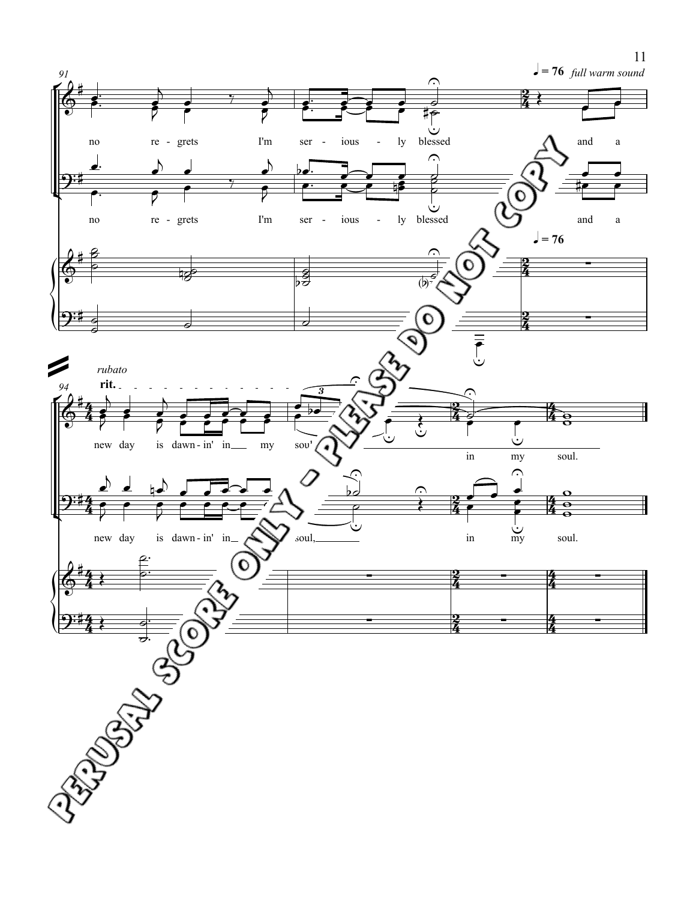91

♩ = 76 *full warm sound*

no re - grets I'm ser - ious - ly blessed and a

no re - grets I'm ser - ious - ly blessed and a

♩ = 76

94

*rubato*

**rit.**

new day is dawn - in' in my soul, in my soul.

new day is dawn - in' in soul, in my soul.

PERUSAL SCORE ONLY - PLEASE DO NOT COPY